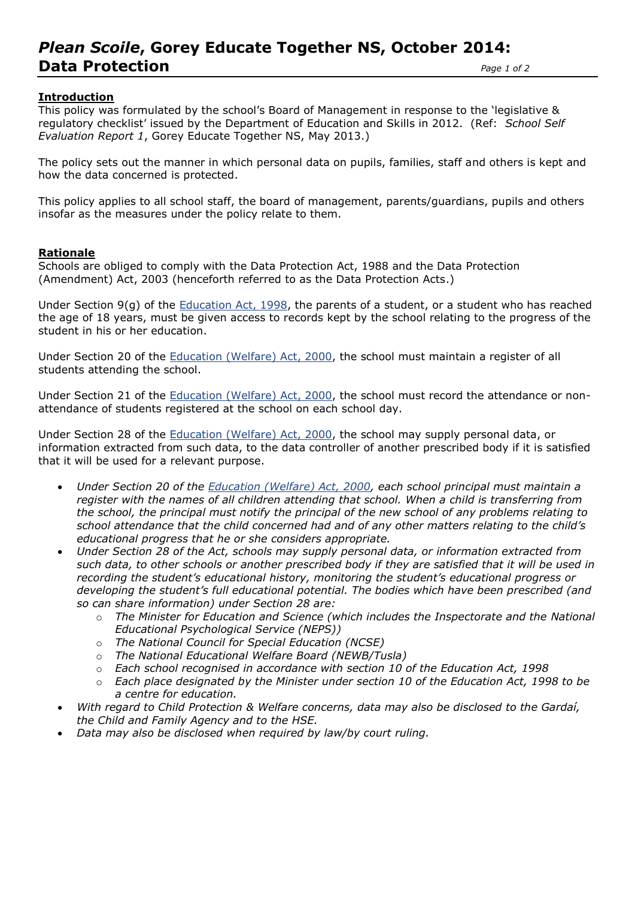# *Plean Scoile*, Gorey Educate Together NS, October 2014: Data Protection

## Introduction

This policy was formulated by the school's Board of Management in response to the 'legislative & regulatory checklist' issued by the Department of Education and Skills in 2012. (Ref: *School Self Evaluation Report 1*, Gorey Educate Together NS, May 2013.)

The policy sets out the manner in which personal data on pupils, families, staff and others is kept and how the data concerned is protected.

This policy applies to all school staff, the board of management, parents/guardians, pupils and others insofar as the measures under the policy relate to them.

## Rationale

Schools are obliged to comply with the Data Protection Act, 1988 and the Data Protection (Amendment) Act, 2003 (henceforth referred to as the Data Protection Acts.)

Under Section 9(g) of the Education Act, 1998, the parents of a student, or a student who has reached the age of 18 years, must be given access to records kept by the school relating to the progress of the student in his or her education.

Under Section 20 of the Education (Welfare) Act, 2000, the school must maintain a register of all students attending the school.

Under Section 21 of the Education (Welfare) Act, 2000, the school must record the attendance or non-attendance of students registered at the school on each school day.

Under Section 28 of the Education (Welfare) Act, 2000, the school may supply personal data, or information extracted from such data, to the data controller of another prescribed body if it is satisfied that it will be used for a relevant purpose.

- *Under Section 20 of the Education (Welfare) Act, 2000, each school principal must maintain a register with the names of all children attending that school. When a child is transferring from the school, the principal must notify the principal of the new school of any problems relating to school attendance that the child concerned had and of any other matters relating to the child's educational progress that he or she considers appropriate.*
- *Under Section 28 of the Act, schools may supply personal data, or information extracted from such data, to other schools or another prescribed body if they are satisfied that it will be used in recording the student's educational history, monitoring the student's educational progress or developing the student's full educational potential. The bodies which have been prescribed (and so can share information) under Section 28 are:*
  - *The Minister for Education and Science (which includes the Inspectorate and the National Educational Psychological Service (NEPS))*
  - *The National Council for Special Education (NCSE)*
  - *The National Educational Welfare Board (NEWB/Tusla)*
  - *Each school recognised in accordance with section 10 of the Education Act, 1998*
  - *Each place designated by the Minister under section 10 of the Education Act, 1998 to be a centre for education.*
- *With regard to Child Protection & Welfare concerns, data may also be disclosed to the Gardaí, the Child and Family Agency and to the HSE.*
- *Data may also be disclosed when required by law/by court ruling.*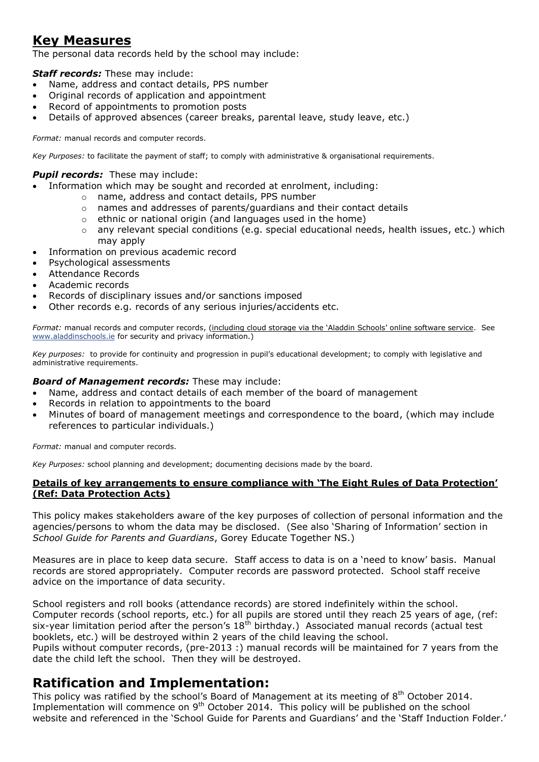## Key Measures

The personal data records held by the school may include:

***Staff records:*** These may include:

- Name, address and contact details, PPS number
- Original records of application and appointment
- Record of appointments to promotion posts
- Details of approved absences (career breaks, parental leave, study leave, etc.)

*Format:* manual records and computer records.

*Key Purposes:* to facilitate the payment of staff; to comply with administrative & organisational requirements.

***Pupil records:*** These may include:

- Information which may be sought and recorded at enrolment, including:
  - name, address and contact details, PPS number
  - names and addresses of parents/guardians and their contact details
  - ethnic or national origin (and languages used in the home)
  - any relevant special conditions (e.g. special educational needs, health issues, etc.) which may apply
- Information on previous academic record
- Psychological assessments
- Attendance Records
- Academic records
- Records of disciplinary issues and/or sanctions imposed
- Other records e.g. records of any serious injuries/accidents etc.

*Format:* manual records and computer records, (including cloud storage via the 'Aladdin Schools' online software service. See www.aladdinschools.ie for security and privacy information.)

*Key purposes:* to provide for continuity and progression in pupil's educational development; to comply with legislative and administrative requirements.

***Board of Management records:*** These may include:

- Name, address and contact details of each member of the board of management
- Records in relation to appointments to the board
- Minutes of board of management meetings and correspondence to the board, (which may include references to particular individuals.)

*Format:* manual and computer records.

*Key Purposes:* school planning and development; documenting decisions made by the board.

**Details of key arrangements to ensure compliance with 'The Eight Rules of Data Protection' (Ref: Data Protection Acts)**

This policy makes stakeholders aware of the key purposes of collection of personal information and the agencies/persons to whom the data may be disclosed. (See also 'Sharing of Information' section in *School Guide for Parents and Guardians*, Gorey Educate Together NS.)

Measures are in place to keep data secure. Staff access to data is on a 'need to know' basis. Manual records are stored appropriately. Computer records are password protected. School staff receive advice on the importance of data security.

School registers and roll books (attendance records) are stored indefinitely within the school.
Computer records (school reports, etc.) for all pupils are stored until they reach 25 years of age, (ref: six-year limitation period after the person's 18th birthday.) Associated manual records (actual test booklets, etc.) will be destroyed within 2 years of the child leaving the school.
Pupils without computer records, (pre-2013 :) manual records will be maintained for 7 years from the date the child left the school. Then they will be destroyed.

## Ratification and Implementation:

This policy was ratified by the school's Board of Management at its meeting of 8th October 2014. Implementation will commence on 9th October 2014. This policy will be published on the school website and referenced in the 'School Guide for Parents and Guardians' and the 'Staff Induction Folder.'